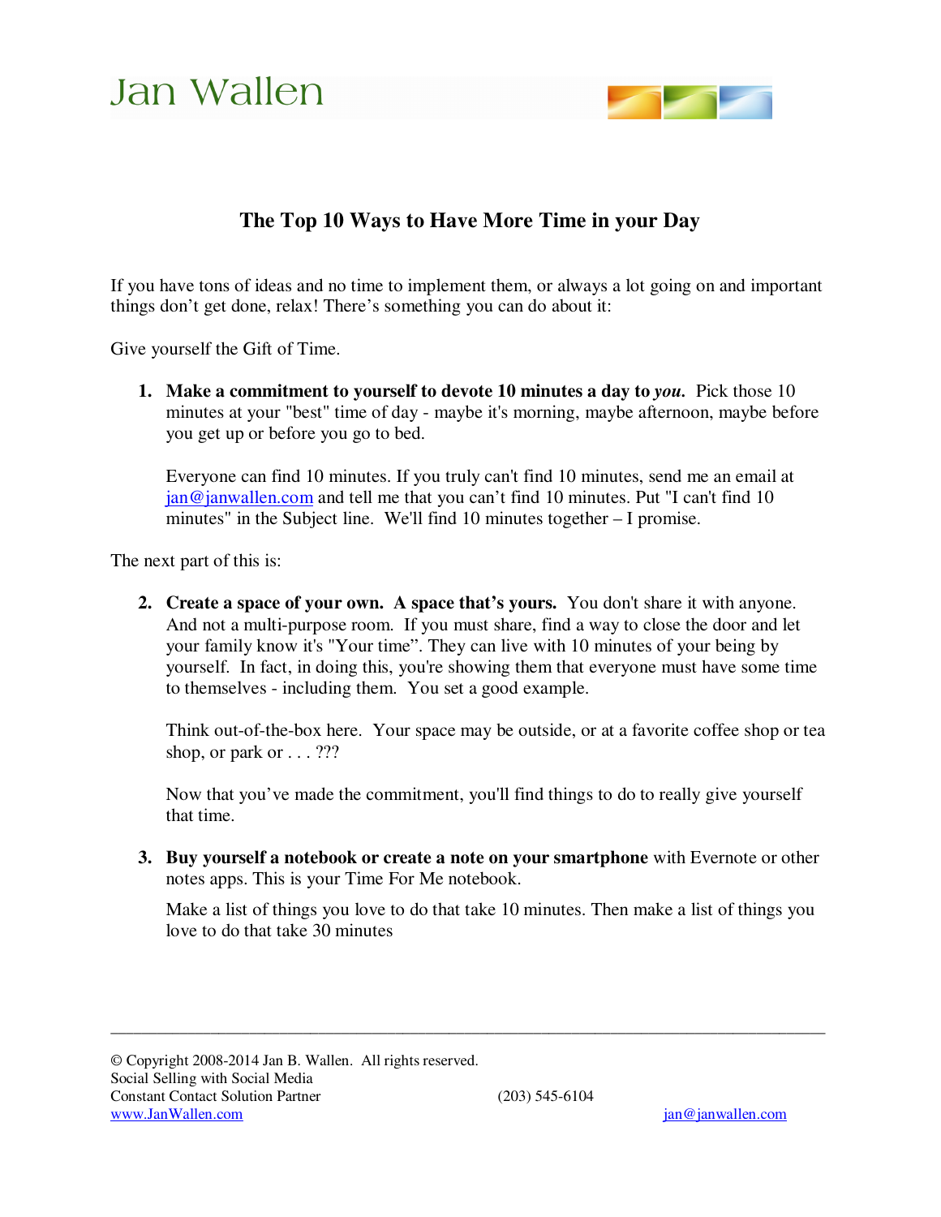Jan Wallen

# The Top 10 Ways to Have More Time in your Day

If you have tons of ideas and no time to implement them, or always a lot going on and important things don't get done, relax! There's something you can do about it:

Give yourself the Gift of Time.

1. **Make a commitment to yourself to devote 10 minutes a day to *you*.** Pick those 10 minutes at your "best" time of day - maybe it's morning, maybe afternoon, maybe before you get up or before you go to bed.

   Everyone can find 10 minutes. If you truly can't find 10 minutes, send me an email at jan@janwallen.com and tell me that you can't find 10 minutes. Put "I can't find 10 minutes" in the Subject line. We'll find 10 minutes together – I promise.

The next part of this is:

2. **Create a space of your own. A space that's yours.** You don't share it with anyone. And not a multi-purpose room. If you must share, find a way to close the door and let your family know it's "Your time". They can live with 10 minutes of your being by yourself. In fact, in doing this, you're showing them that everyone must have some time to themselves - including them. You set a good example.

   Think out-of-the-box here. Your space may be outside, or at a favorite coffee shop or tea shop, or park or . . . ???

   Now that you've made the commitment, you'll find things to do to really give yourself that time.

3. **Buy yourself a notebook or create a note on your smartphone** with Evernote or other notes apps. This is your Time For Me notebook.

   Make a list of things you love to do that take 10 minutes. Then make a list of things you love to do that take 30 minutes

---

© Copyright 2008-2014 Jan B. Wallen. All rights reserved.
Social Selling with Social Media
Constant Contact Solution Partner (203) 545-6104
www.JanWallen.com jan@janwallen.com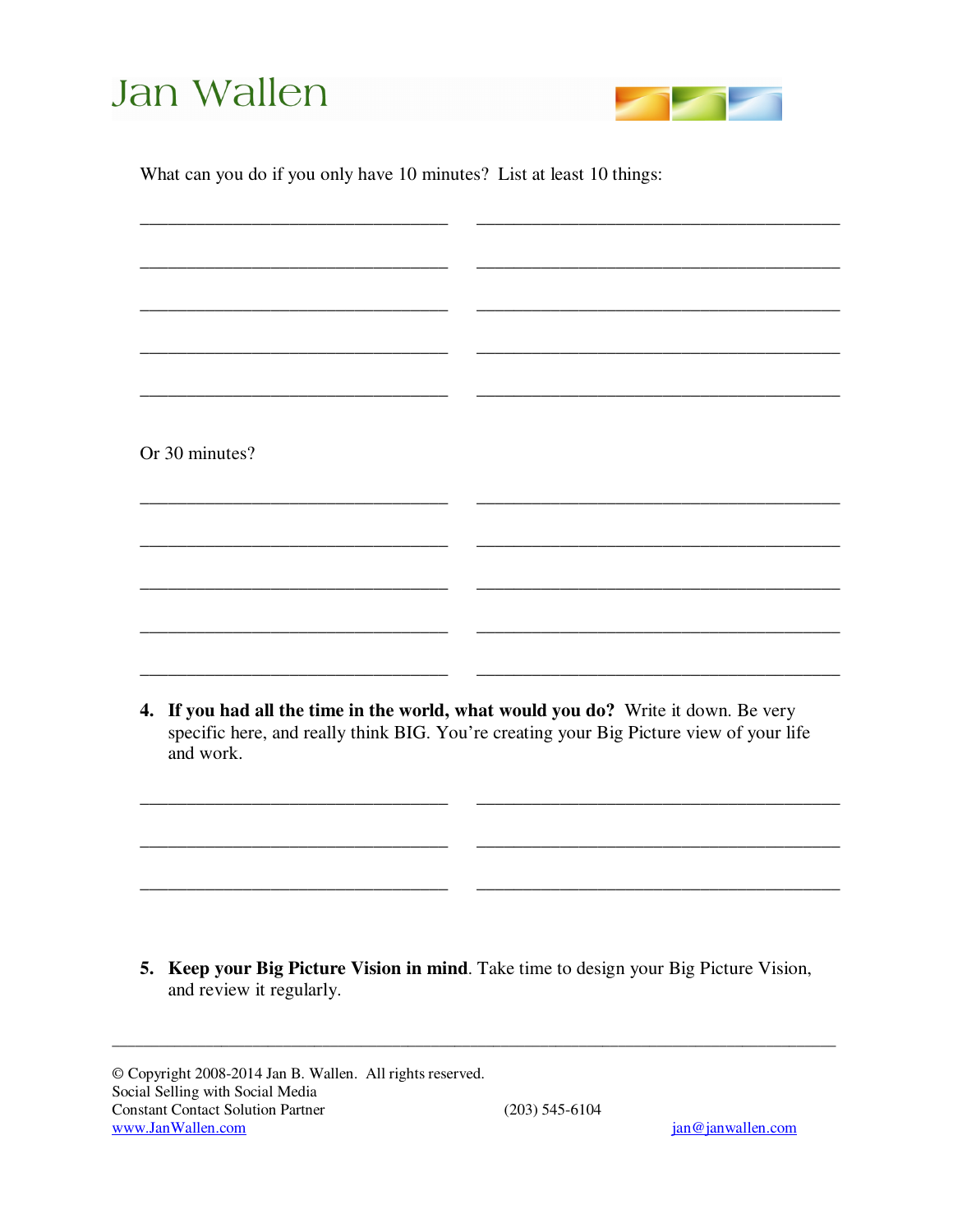What can you do if you only have 10 minutes? List at least 10 things:

________________________________ ______________________________________

________________________________ ______________________________________

________________________________ ______________________________________

________________________________ ______________________________________

________________________________ ______________________________________

Or 30 minutes?

________________________________ ______________________________________

________________________________ ______________________________________

________________________________ ______________________________________

________________________________ ______________________________________

________________________________ ______________________________________

4. **If you had all the time in the world, what would you do?** Write it down. Be very specific here, and really think BIG. You're creating your Big Picture view of your life and work.

________________________________ ______________________________________

________________________________ ______________________________________

________________________________ ______________________________________

5. **Keep your Big Picture Vision in mind**. Take time to design your Big Picture Vision, and review it regularly.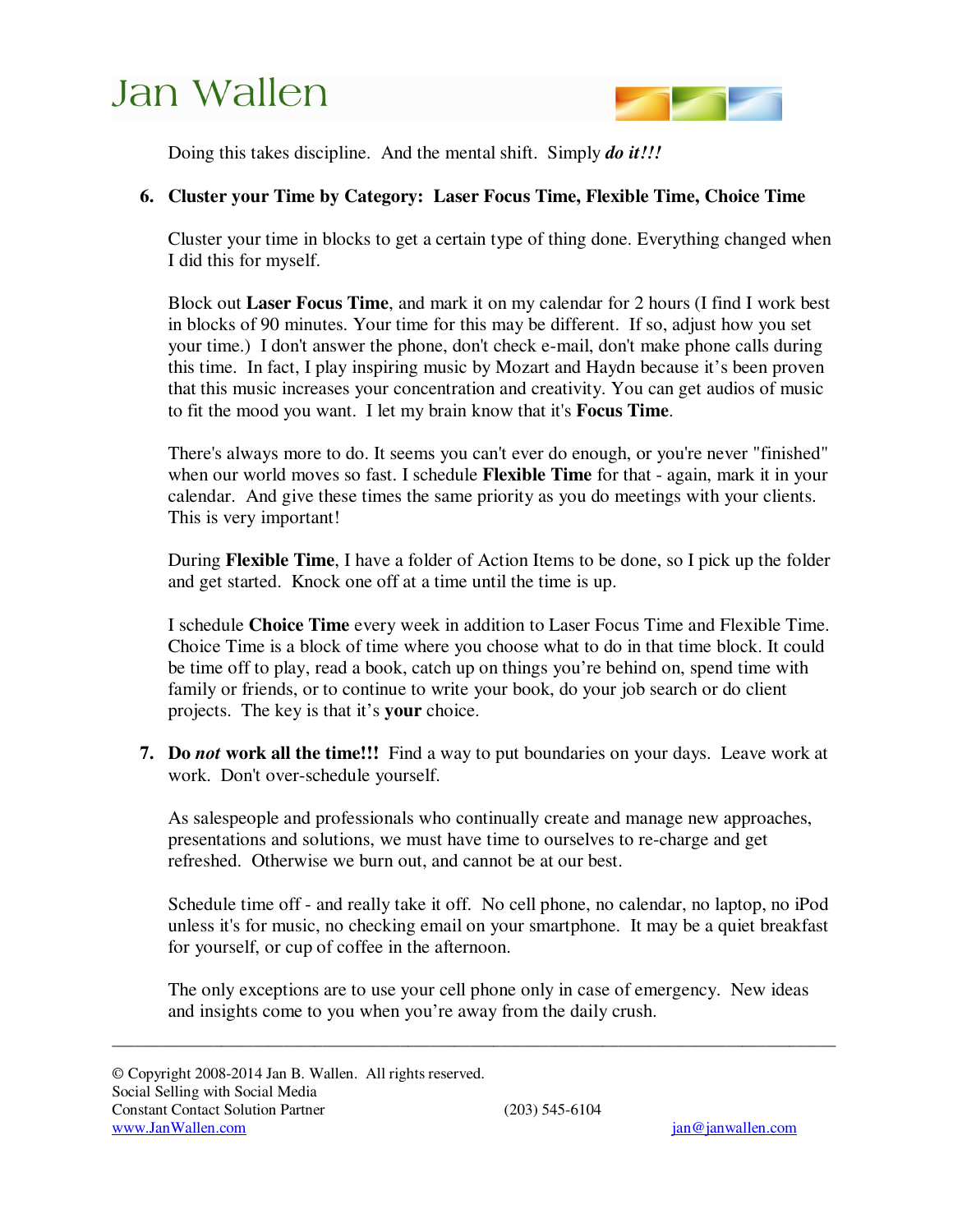Doing this takes discipline. And the mental shift. Simply ***do it!!!***

6. **Cluster your Time by Category: Laser Focus Time, Flexible Time, Choice Time**

   Cluster your time in blocks to get a certain type of thing done. Everything changed when I did this for myself.

   Block out **Laser Focus Time**, and mark it on my calendar for 2 hours (I find I work best in blocks of 90 minutes. Your time for this may be different. If so, adjust how you set your time.) I don't answer the phone, don't check e-mail, don't make phone calls during this time. In fact, I play inspiring music by Mozart and Haydn because it's been proven that this music increases your concentration and creativity. You can get audios of music to fit the mood you want. I let my brain know that it's **Focus Time**.

   There's always more to do. It seems you can't ever do enough, or you're never "finished" when our world moves so fast. I schedule **Flexible Time** for that - again, mark it in your calendar. And give these times the same priority as you do meetings with your clients. This is very important!

   During **Flexible Time**, I have a folder of Action Items to be done, so I pick up the folder and get started. Knock one off at a time until the time is up.

   I schedule **Choice Time** every week in addition to Laser Focus Time and Flexible Time. Choice Time is a block of time where you choose what to do in that time block. It could be time off to play, read a book, catch up on things you're behind on, spend time with family or friends, or to continue to write your book, do your job search or do client projects. The key is that it's **your** choice.

7. **Do *not* work all the time!!!** Find a way to put boundaries on your days. Leave work at work. Don't over-schedule yourself.

   As salespeople and professionals who continually create and manage new approaches, presentations and solutions, we must have time to ourselves to re-charge and get refreshed. Otherwise we burn out, and cannot be at our best.

   Schedule time off - and really take it off. No cell phone, no calendar, no laptop, no iPod unless it's for music, no checking email on your smartphone. It may be a quiet breakfast for yourself, or cup of coffee in the afternoon.

   The only exceptions are to use your cell phone only in case of emergency. New ideas and insights come to you when you're away from the daily crush.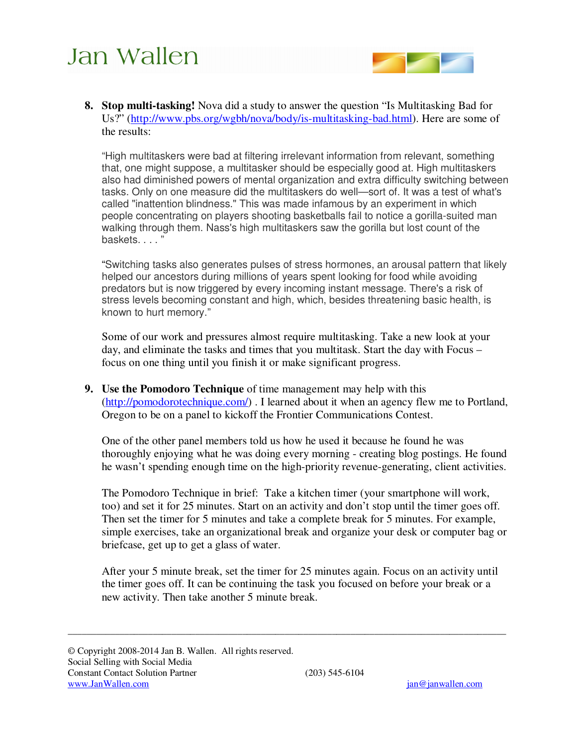8. **Stop multi-tasking!** Nova did a study to answer the question "Is Multitasking Bad for Us?" (http://www.pbs.org/wgbh/nova/body/is-multitasking-bad.html). Here are some of the results:

   "High multitaskers were bad at filtering irrelevant information from relevant, something that, one might suppose, a multitasker should be especially good at. High multitaskers also had diminished powers of mental organization and extra difficulty switching between tasks. Only on one measure did the multitaskers do well—sort of. It was a test of what's called "inattention blindness." This was made infamous by an experiment in which people concentrating on players shooting basketballs fail to notice a gorilla-suited man walking through them. Nass's high multitaskers saw the gorilla but lost count of the baskets. . . . "

   "Switching tasks also generates pulses of stress hormones, an arousal pattern that likely helped our ancestors during millions of years spent looking for food while avoiding predators but is now triggered by every incoming instant message. There's a risk of stress levels becoming constant and high, which, besides threatening basic health, is known to hurt memory."

   Some of our work and pressures almost require multitasking. Take a new look at your day, and eliminate the tasks and times that you multitask. Start the day with Focus – focus on one thing until you finish it or make significant progress.

9. **Use the Pomodoro Technique** of time management may help with this (http://pomodorotechnique.com/) . I learned about it when an agency flew me to Portland, Oregon to be on a panel to kickoff the Frontier Communications Contest.

   One of the other panel members told us how he used it because he found he was thoroughly enjoying what he was doing every morning - creating blog postings. He found he wasn't spending enough time on the high-priority revenue-generating, client activities.

   The Pomodoro Technique in brief: Take a kitchen timer (your smartphone will work, too) and set it for 25 minutes. Start on an activity and don't stop until the timer goes off. Then set the timer for 5 minutes and take a complete break for 5 minutes. For example, simple exercises, take an organizational break and organize your desk or computer bag or briefcase, get up to get a glass of water.

   After your 5 minute break, set the timer for 25 minutes again. Focus on an activity until the timer goes off. It can be continuing the task you focused on before your break or a new activity. Then take another 5 minute break.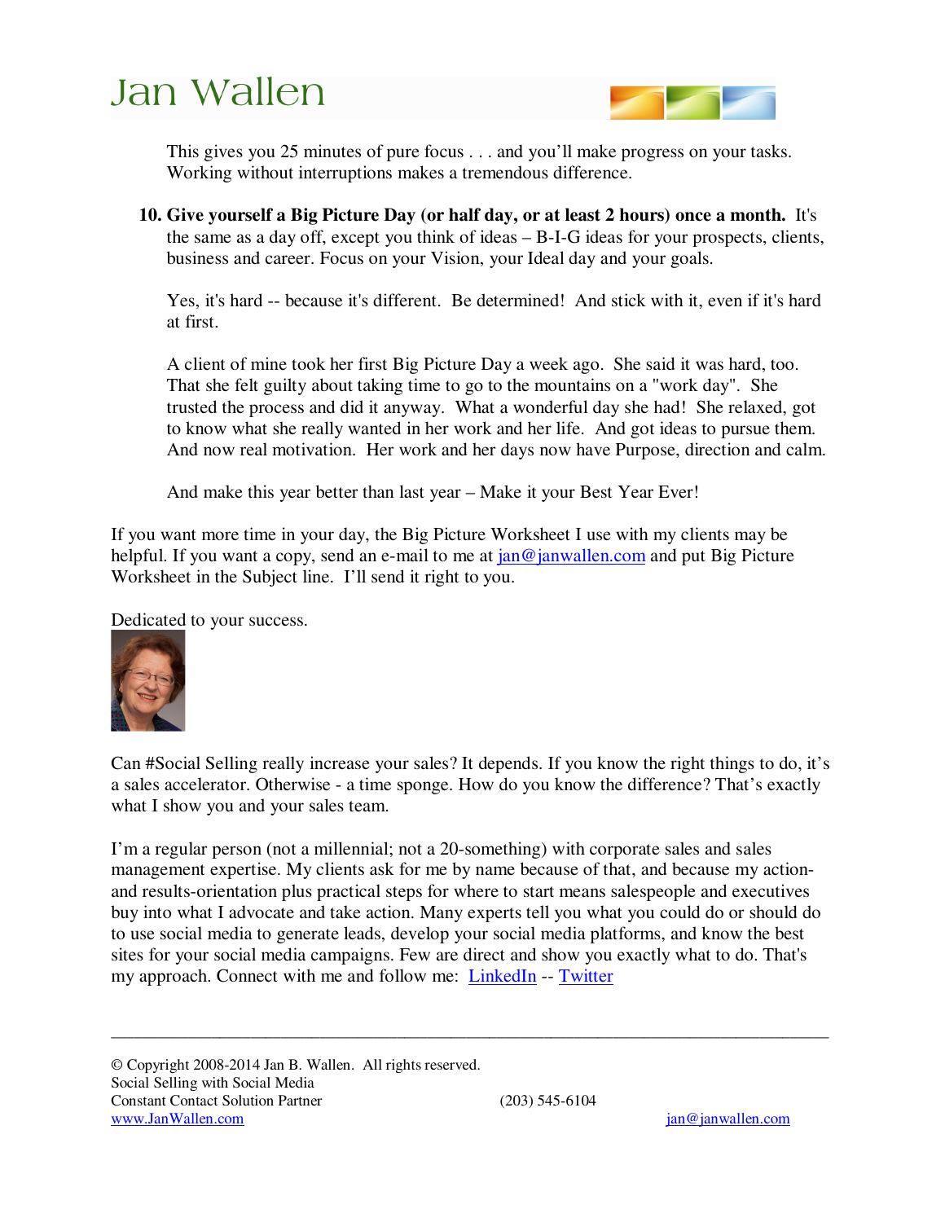This gives you 25 minutes of pure focus . . . and you'll make progress on your tasks. Working without interruptions makes a tremendous difference.

10. **Give yourself a Big Picture Day (or half day, or at least 2 hours) once a month.** It's the same as a day off, except you think of ideas – B-I-G ideas for your prospects, clients, business and career. Focus on your Vision, your Ideal day and your goals.

    Yes, it's hard -- because it's different. Be determined! And stick with it, even if it's hard at first.

    A client of mine took her first Big Picture Day a week ago. She said it was hard, too. That she felt guilty about taking time to go to the mountains on a "work day". She trusted the process and did it anyway. What a wonderful day she had! She relaxed, got to know what she really wanted in her work and her life. And got ideas to pursue them. And now real motivation. Her work and her days now have Purpose, direction and calm.

    And make this year better than last year – Make it your Best Year Ever!

If you want more time in your day, the Big Picture Worksheet I use with my clients may be helpful. If you want a copy, send an e-mail to me at jan@janwallen.com and put Big Picture Worksheet in the Subject line. I'll send it right to you.

Dedicated to your success.

Can #Social Selling really increase your sales? It depends. If you know the right things to do, it's a sales accelerator. Otherwise - a time sponge. How do you know the difference? That's exactly what I show you and your sales team.

I'm a regular person (not a millennial; not a 20-something) with corporate sales and sales management expertise. My clients ask for me by name because of that, and because my action- and results-orientation plus practical steps for where to start means salespeople and executives buy into what I advocate and take action. Many experts tell you what you could do or should do to use social media to generate leads, develop your social media platforms, and know the best sites for your social media campaigns. Few are direct and show you exactly what to do. That's my approach. Connect with me and follow me: LinkedIn -- Twitter

---

© Copyright 2008-2014 Jan B. Wallen. All rights reserved.
Social Selling with Social Media
Constant Contact Solution Partner (203) 545-6104
www.JanWallen.com jan@janwallen.com